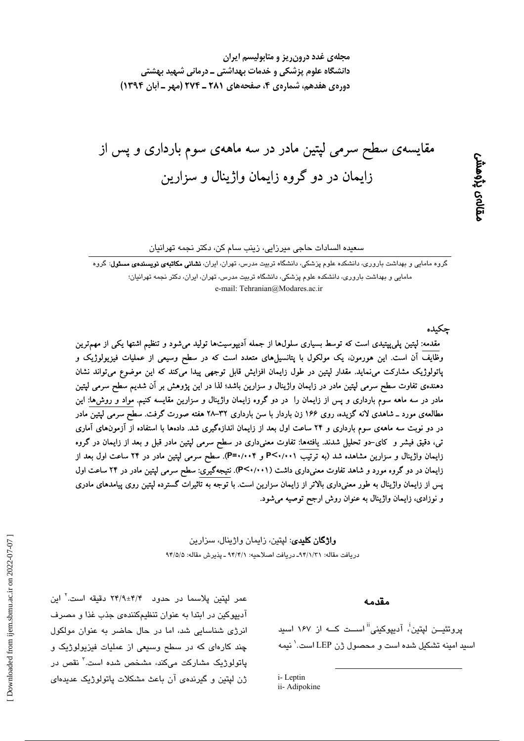**مجله‌ی غدد درون‌ریز و متابولیسم ایران**
**دانشگاه علوم پزشکی و خدمات بهداشتی ـ درمانی شهید بهشتی**
**دوره‌ی هفدهم، شماره‌ی ۴، صفحه‌های ۲۸۱ ـ ۲۷۴ (مهر ـ آبان ۱۳۹۴)**

**مقاله‌ی پژوهشی**

# مقایسه‌ی سطح سرمی لپتین مادر در سه ماهه‌ی سوم بارداری و پس از زایمان در دو گروه زایمان واژینال و سزارین

سعیده السادات حاجی میرزایی، زینب سام کن، دکتر نجمه تهرانیان

گروه مامایی و بهداشت باروری، دانشکده علوم پزشکی، دانشگاه تربیت مدرس، تهران، ایران، **نشانی مکاتبه‌ی نویسنده‌ی مسئول**: گروه مامایی و بهداشت باروری، دانشکده علوم پزشکی، دانشگاه تربیت مدرس، تهران، ایران، دکتر نجمه تهرانیان؛
e-mail: Tehranian@Modares.ac.ir

## چکیده

**مقدمه:** لپتین پلی‌پپتیدی است که توسط بسیاری سلول‌ها از جمله آدیپوسیت‌ها تولید می‌شود و تنظیم اشتها یکی از مهم‌ترین وظایف آن است. این هورمون، یک مولکول با پتانسیل‌های متعدد است که در سطح وسیعی از عملیات فیزیولوژیک و پاتولوژیک مشارکت می‌نماید. مقدار لپتین در طول زایمان افزایش قابل توجهی پیدا می‌کند که این موضوع می‌تواند نشان دهنده‌ی تفاوت سطح سرمی لپتین مادر در زایمان واژینال و سزارین باشد؛ لذا در این پژوهش بر آن شدیم سطح سرمی لپتین مادر در سه ماهه سوم بارداری و پس از زایمان را در دو گروه زایمان واژینال و سزارین مقایسه کنیم. **مواد و روش‌ها:** این مطالعه‌ی مورد ـ شاهدی لانه گزیده، روی ۱۶۶ زن باردار با سن بارداری ۳۲-۲۸ هفته صورت گرفت. سطح سرمی لپتین مادر در دو نوبت سه ماهه‌ی سوم بارداری و ۲۴ ساعت اول بعد از زایمان اندازه‌گیری شد. داده‌ها با استفاده از آزمون‌های آماری تی، دقیق فیشر و کای-دو تحلیل شدند. **یافته‌ها:** تفاوت معنی‌داری در سطح سرمی لپتین مادر قبل و بعد از زایمان در گروه زایمان واژینال و سزارین مشاهده شد (به ترتیب $P<0/001$ و $P=0/004$). سطح سرمی لپتین مادر در ۲۴ ساعت اول بعد از زایمان در دو گروه مورد و شاهد تفاوت معنی‌داری داشت ($P<0/001$). **نتیجه‌گیری:** سطح سرمی لپتین مادر در ۲۴ ساعت اول پس از زایمان واژینال به طور معنی‌داری بالاتر از زایمان سزارین است. با توجه به تاثیرات گسترده لپتین روی پیامدهای مادری و نوزادی، زایمان واژینال به عنوان روش ارجح توصیه می‌شود.

**واژگان کلیدی**: لپتین، زایمان واژینال، سزارین
دریافت مقاله: ۹۴/۱/۳۱ـ دریافت اصلاحیه: ۹۴/۴/۱ ـ پذیرش مقاله: ۹۴/۵/۵

## مقدمه

پروتئین لپتین[i]، آدیپوکینی[ii] است که از ۱۶۷ اسید اسید امینه تشکیل شده است و محصول ژن LEP است.[۱] نیمه عمر لپتین پلاسما در حدود ۴/۴±۲۴/۹ دقیقه است.[۲] این آدیپوکین در ابتدا به عنوان تنظیم‌کننده‌ی جذب غذا و مصرف انرژی شناسایی شد، اما در حال حاضر به عنوان مولکول چند کاره‌ای که در سطح وسیعی از عملیات فیزیولوژیک و پاتولوژیک مشارکت می‌کند، مشخص شده است.[۳] نقص در ژن لپتین و گیرنده‌ی آن باعث مشکلات پاتولوژیک عدیده‌ای

i- Leptin
ii- Adipokine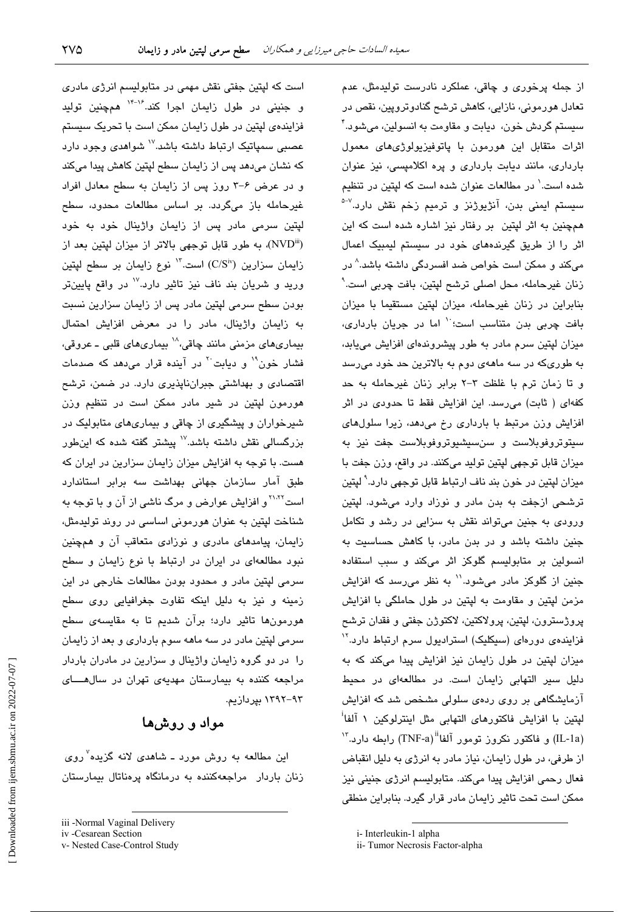از جمله پرخوری و چاقی، عملکرد نادرست تولیدمثل، عدم تعادل هورمونی، نازایی، کاهش ترشح گنادوتروپین، نقص در سیستم گردش خون، دیابت و مقاومت به انسولین، می‌شود.[۴] اثرات متقابل این هورمون با پاتوفیزیولوژی‌های معمول بارداری، مانند دیابت بارداری و پره اکلامپسی، نیز عنوان شده است.[۱] در مطالعات عنوان شده است که لپتین در تنظیم سیستم ایمنی بدن، آنژیوژنز و ترمیم زخم نقش دارد.[۵-۷] همچنین به اثر لپتین بر رفتار نیز اشاره شده است که این اثر را از طریق گیرنده‌های خود در سیستم لیمبیک اعمال می‌کند و ممکن است خواص ضد افسردگی داشته باشد.[۸] در زنان غیرحامله، محل اصلی ترشح لپتین، بافت چربی است.[۹] بنابراین در زنان غیرحامله، میزان لپتین مستقیما با میزان بافت چربی بدن متناسب است؛[۱۰] اما در جریان بارداری، میزان لپتین سرم مادر به طور پیشرونده‌ای افزایش می‌یابد، به طوری‌که در سه ماهه‌ی دوم به بالاترین حد خود می‌رسد و تا زمان ترم با غلظت ۳-۲ برابر زنان غیرحامله به حد کفه‌ای ( ثابت) می‌رسد. این افزایش فقط تا حدودی در اثر افزایش وزن مرتبط با بارداری رخ می‌دهد، زیرا سلول‌های سیتوتروفوبلاست و سن‌سیشیوتروفوبلاست جفت نیز به میزان قابل توجهی لپتین تولید می‌کنند. در واقع، وزن جفت با میزان لپتین در خون بند ناف ارتباط قابل توجهی دارد.[۹] لپتین ترشحی ازجفت به بدن مادر و نوزاد وارد می‌شود. لپتین ورودی به جنین می‌تواند نقش به سزایی در رشد و تکامل جنین داشته باشد و در بدن مادر، با کاهش حساسیت به انسولین بر متابولیسم گلوکز اثر می‌کند و سبب استفاده جنین از گلوکز مادر می‌شود.[۱۱] به نظر می‌رسد که افزایش مزمن لپتین و مقاومت به لپتین در طول حاملگی با افزایش پروژسترون، لپتین، پرولاکتین، لاکتوژن جفتی و فقدان ترشح فزاینده‌ی دوره‌ای (سیکلیک) استرادیول سرم ارتباط دارد.[۱۲] میزان لپتین در طول زایمان نیز افزایش پیدا می‌کند که به دلیل سیر التهابی زایمان است. در مطالعه‌ای در محیط آزمایشگاهی بر روی رده‌ی سلولی مشخص شد که افزایش لپتین با افزایش فاکتورهای التهابی مثل اینترلوکین ۱ آلفا[i] (IL-1a) و فاکتور نکروز تومور آلفا[ii] (TNF-a) رابطه دارد.[۱۳] از طرفی، در طول زایمان، نیاز مادر به انرژی به دلیل انقباض فعال رحمی افزایش پیدا می‌کند. متابولیسم انرژی جنینی نیز ممکن است تحت تاثیر زایمان مادر قرار گیرد. بنابراین منطقی است که لپتین جفتی نقش مهمی در متابولیسم انرژی مادری و جنینی در طول زایمان اجرا کند.[۱۴-۱۶] همچنین تولید فزاینده‌ی لپتین در طول زایمان ممکن است با تحریک سیستم عصبی سمپاتیک ارتباط داشته باشد.[۱۷] شواهدی وجود دارد که نشان می‌دهد پس از زایمان سطح لپتین کاهش پیدا می‌کند و در عرض ۶-۳ روز پس از زایمان به سطح معادل افراد غیرحامله باز می‌گردد. بر اساس مطالعات محدود، سطح لپتین سرمی مادر پس از زایمان واژینال خود به خود (NVD[iii])، به طور قابل توجهی بالاتر از میزان لپتین بعد از زایمان سزارین (C/S[iv]) است.[۱۳] نوع زایمان بر سطح لپتین ورید و شریان بند ناف نیز تاثیر دارد.[۱۷] در واقع پایین‌تر بودن سطح سرمی لپتین مادر پس از زایمان سزارین نسبت به زایمان واژینال، مادر را در معرض افزایش احتمال بیماری‌های مزمنی مانند چاقی،[۱۸] بیماری‌های قلبی ـ عروقی، فشار خون[۱۹] و دیابت[۲۰] در آینده قرار می‌دهد که صدمات اقتصادی و بهداشتی جبران‌ناپذیری دارد. در ضمن، ترشح هورمون لپتین در شیر مادر ممکن است در تنظیم وزن شیرخواران و پیشگیری از چاقی و بیماری‌های متابولیک در بزرگسالی نقش داشته باشد.[۱۷] پیشتر گفته شده که این‌طور هست. با توجه به افزایش میزان زایمان سزارین در ایران که طبق آمار سازمان جهانی بهداشت سه برابر استاندارد است[۲۱،۲۲] و افزایش عوارض و مرگ ناشی از آن و با توجه به شناخت لپتین به عنوان هورمونی اساسی در روند تولیدمثل، زایمان، پیامدهای مادری و نوزادی متعاقب آن و همچنین نبود مطالعه‌ای در ایران در ارتباط با نوع زایمان و سطح سرمی لپتین مادر و محدود بودن مطالعات خارجی در این زمینه و نیز به دلیل اینکه تفاوت جغرافیایی روی سطح هورمون‌ها تاثیر دارد؛ برآن شدیم تا به مقایسه‌ی سطح سرمی لپتین مادر در سه ماهه سوم بارداری و بعد از زایمان را در دو گروه زایمان واژینال و سزارین در مادران باردار مراجعه کننده به بیمارستان مهدیه‌ی تهران در سال‌های ۹۳-۱۳۹۲ بپردازیم.

## مواد و روش‌ها

این مطالعه به روش مورد ـ شاهدی لانه گزیده[v] روی زنان باردار مراجعه‌کننده به درمانگاه پره‌ناتال بیمارستان

---

i- Interleukin-1 alpha

ii- Tumor Necrosis Factor-alpha

iii -Normal Vaginal Delivery

iv -Cesarean Section

v- Nested Case-Control Study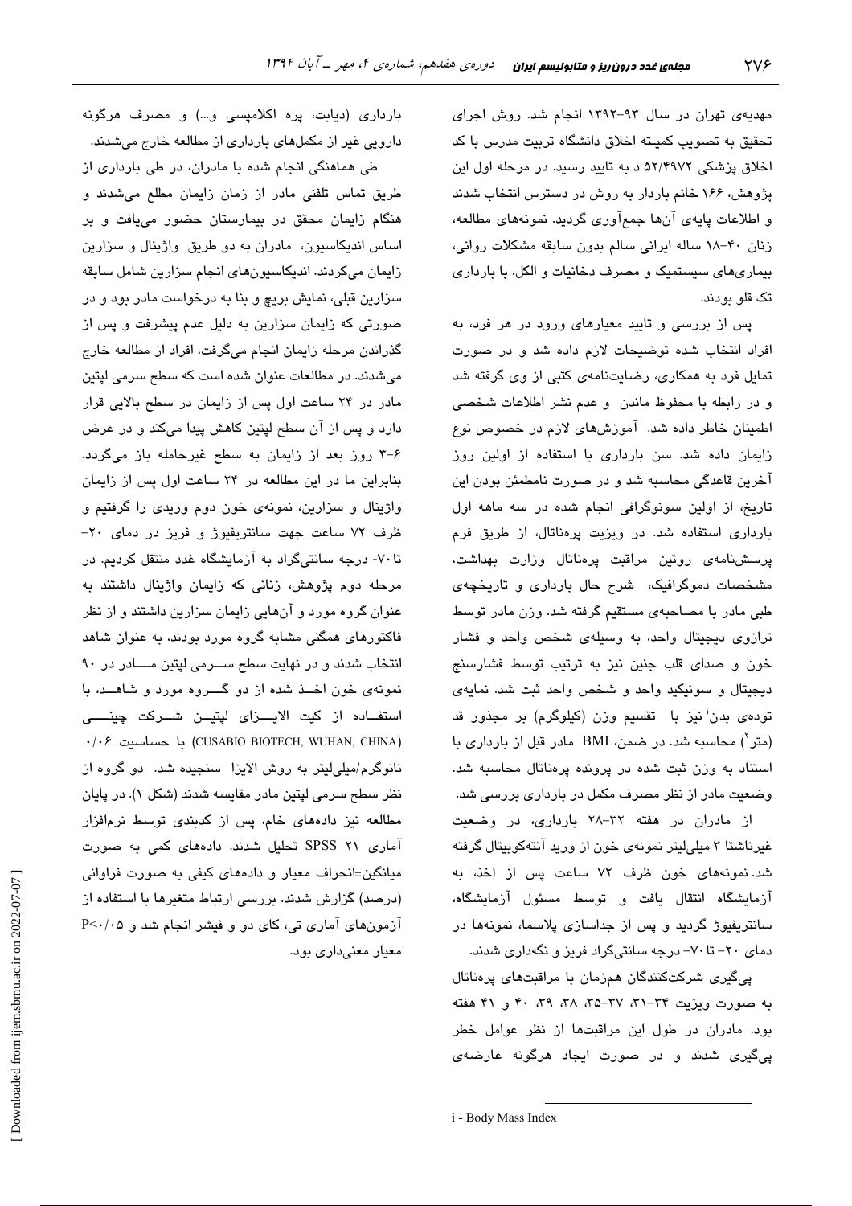مهدیه‌ی تهران در سال ۹۳-۱۳۹۲ انجام شد. روش اجرای تحقیق به تصویب کمیته اخلاق دانشگاه تربیت مدرس با کد اخلاق پزشکی ۵۲/۴۹۷۲ د به تایید رسید. در مرحله اول این پژوهش، ۱۶۶ خانم باردار به روش در دسترس انتخاب شدند و اطلاعات پایه‌ی آن‌ها جمع‌آوری گردید. نمونه‌های مطالعه، زنان ۴۰-۱۸ ساله ایرانی سالم بدون سابقه مشکلات روانی، بیماری‌های سیستمیک و مصرف دخانیات و الکل، با بارداری تک قلو بودند.

پس از بررسی و تایید معیارهای ورود در هر فرد، به افراد انتخاب شده توضیحات لازم داده شد و در صورت تمایل فرد به همکاری، رضایت‌نامه‌ی کتبی از وی گرفته شد و در رابطه با محفوظ ماندن و عدم نشر اطلاعات شخصی اطمینان خاطر داده شد. آموزش‌های لازم در خصوص نوع زایمان داده شد. سن بارداری با استفاده از اولین روز آخرین قاعدگی محاسبه شد و در صورت نامطمئن بودن این تاریخ، از اولین سونوگرافی انجام شده در سه ماهه اول بارداری استفاده شد. در ویزیت پره‌ناتال، از طریق فرم پرسش‌نامه‌ی روتین مراقبت پره‌ناتال وزارت بهداشت، مشخصات دموگرافیک، شرح حال بارداری و تاریخچه‌ی طبی مادر با مصاحبه‌ی مستقیم گرفته شد. وزن مادر توسط ترازوی دیجیتال واحد، به وسیله‌ی شخص واحد و فشار خون و صدای قلب جنین نیز به ترتیب توسط فشارسنج دیجیتال و سونیکید واحد و شخص واحد ثبت شد. نمایه‌ی توده‌ی بدن[i] نیز با تقسیم وزن (کیلوگرم) بر مجذور قد (متر$^2$) محاسبه شد. در ضمن، BMI مادر قبل از بارداری با استناد به وزن ثبت شده در پرونده پره‌ناتال محاسبه شد. وضعیت مادر از نظر مصرف مکمل در بارداری بررسی شد.

از مادران در هفته ۳۲-۲۸ بارداری، در وضعیت غیرناشتا ۳ میلی‌لیتر نمونه‌ی خون از ورید آنته‌کوبیتال گرفته شد. نمونه‌های خون ظرف ۷۲ ساعت پس از اخذ، به آزمایشگاه انتقال یافت و توسط مسئول آزمایشگاه، سانتریفیوژ گردید و پس از جداسازی پلاسما، نمونه‌ها در دمای ۲۰- تا ۷۰- درجه سانتی‌گراد فریز و نگه‌داری شدند.

پی‌گیری شرکت‌کنندگان هم‌زمان با مراقبت‌های پره‌ناتال به صورت ویزیت ۳۴-۳۱، ۳۷-۳۵، ۳۸، ۳۹، ۴۰ و ۴۱ هفته بود. مادران در طول این مراقبت‌ها از نظر عوامل خطر پی‌گیری شدند و در صورت ایجاد هرگونه عارضه‌ی بارداری (دیابت، پره اکلامپسی و...) و مصرف هرگونه دارویی غیر از مکمل‌های بارداری از مطالعه خارج می‌شدند.

طی هماهنگی انجام شده با مادران، در طی بارداری از طریق تماس تلفنی مادر از زمان زایمان مطلع می‌شدند و هنگام زایمان محقق در بیمارستان حضور می‌یافت و بر اساس اندیکاسیون، مادران به دو طریق واژینال و سزارین زایمان می‌کردند. اندیکاسیون‌های انجام سزارین شامل سابقه سزارین قبلی، نمایش بریچ و بنا به درخواست مادر بود و در صورتی که زایمان سزارین به دلیل عدم پیشرفت و پس از گذراندن مرحله زایمان انجام می‌گرفت، افراد از مطالعه خارج می‌شدند. در مطالعات عنوان شده است که سطح سرمی لپتین مادر در ۲۴ ساعت اول پس از زایمان در سطح بالایی قرار دارد و پس از آن سطح لپتین کاهش پیدا می‌کند و در عرض ۶-۳ روز بعد از زایمان به سطح غیرحامله باز می‌گردد. بنابراین ما در این مطالعه در ۲۴ ساعت اول پس از زایمان واژینال و سزارین، نمونه‌ی خون دوم وریدی را گرفتیم و ظرف ۷۲ ساعت جهت سانتریفیوژ و فریز در دمای ۲۰- تا ۷۰- درجه سانتی‌گراد به آزمایشگاه غدد منتقل کردیم. در مرحله دوم پژوهش، زنانی که زایمان واژینال داشتند به عنوان گروه مورد و آن‌هایی زایمان سزارین داشتند و از نظر فاکتورهای همگنی مشابه گروه مورد بودند، به عنوان شاهد انتخاب شدند و در نهایت سطح سرمی لپتین مادر در ۹۰ نمونه‌ی خون اخذ شده از دو گروه مورد و شاهد، با استفاده از کیت الایزای لپتین شرکت چینی (CUSABIO BIOTECH, WUHAN, CHINA) با حساسیت ۰/۰۶ نانوگرم/میلی‌لیتر به روش الایزا سنجیده شد. دو گروه از نظر سطح سرمی لپتین مادر مقایسه شدند (شکل ۱). در پایان مطالعه نیز داده‌های خام، پس از کدبندی توسط نرم‌افزار آماری SPSS ۲۱ تحلیل شدند. داده‌های کمی به صورت میانگین±انحراف معیار و داده‌های کیفی به صورت فراوانی (درصد) گزارش شدند. بررسی ارتباط متغیرها با استفاده از آزمون‌های آماری تی، کای دو و فیشر انجام شد و $P<0.05$ معیار معنی‌داری بود.

---

i - Body Mass Index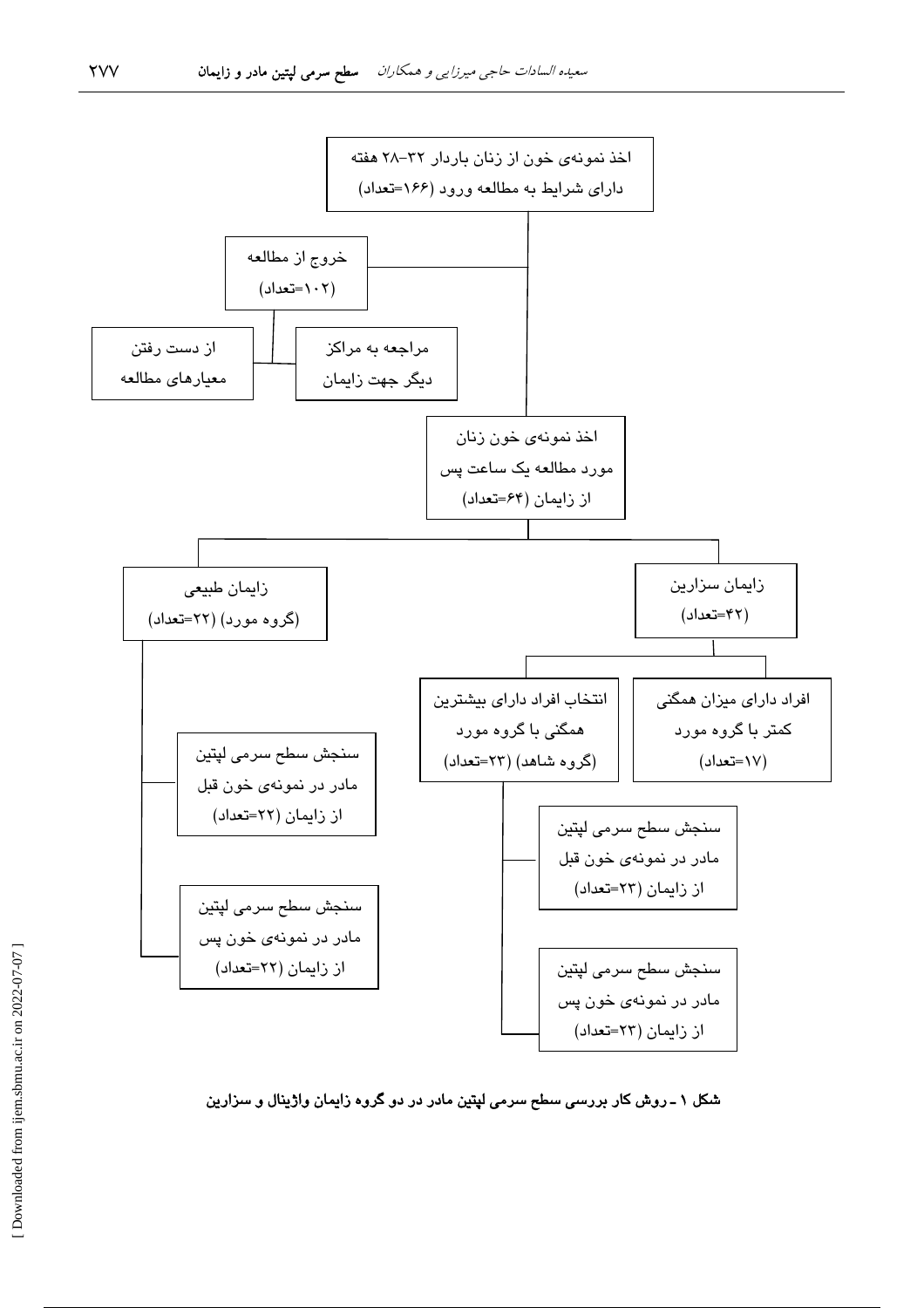اخذ نمونه‌ی خون از زنان باردار ۳۲–۲۸ هفته دارای شرایط به مطالعه ورود (۱۶۶=تعداد)

خروج از مطالعه (۱۰۲=تعداد)

مراجعه به مراکز دیگر جهت زایمان

از دست رفتن معیارهای مطالعه

اخذ نمونه‌ی خون زنان مورد مطالعه یک ساعت پس از زایمان (۶۴=تعداد)

زایمان سزارین (۴۲=تعداد)

افراد دارای میزان همگنی کمتر با گروه مورد (۱۷=تعداد)

انتخاب افراد دارای بیشترین همگنی با گروه مورد (گروه شاهد) (۲۳=تعداد)

سنجش سطح سرمی لپتین مادر در نمونه‌ی خون قبل از زایمان (۲۳=تعداد)

سنجش سطح سرمی لپتین مادر در نمونه‌ی خون پس از زایمان (۲۳=تعداد)

زایمان طبیعی (گروه مورد) (۲۲=تعداد)

سنجش سطح سرمی لپتین مادر در نمونه‌ی خون قبل از زایمان (۲۲=تعداد)

سنجش سطح سرمی لپتین مادر در نمونه‌ی خون پس از زایمان (۲۲=تعداد)

**شکل ۱ ـ روش کار بررسی سطح سرمی لپتین مادر در دو گروه زایمان واژینال و سزارین**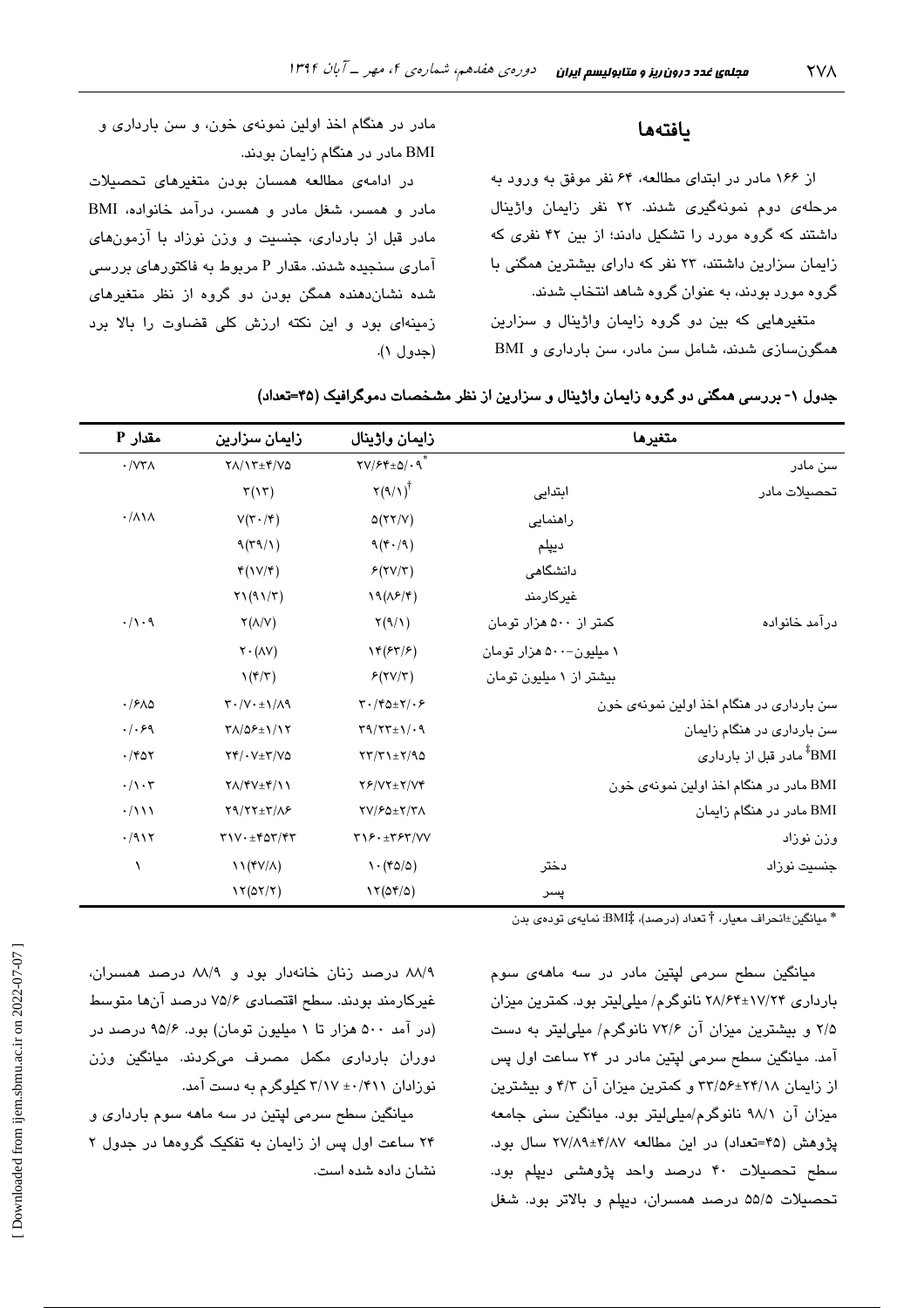## یافته‌ها

از ۱۶۶ مادر در ابتدای مطالعه، ۶۴ نفر موفق به ورود به مرحله‌ی دوم نمونه‌گیری شدند. ۲۲ نفر زایمان واژینال داشتند که گروه مورد را تشکیل دادند؛ از بین ۴۲ نفری که زایمان سزارین داشتند، ۲۳ نفر که دارای بیشترین همگنی با گروه مورد بودند، به عنوان گروه شاهد انتخاب شدند.

متغیرهایی که بین دو گروه زایمان واژینال و سزارین همگون‌سازی شدند، شامل سن مادر، سن بارداری و BMI مادر در هنگام اخذ اولین نمونه‌ی خون، و سن بارداری و BMI مادر در هنگام زایمان بودند.

در ادامه‌ی مطالعه همسان بودن متغیرهای تحصیلات مادر و همسر، شغل مادر و همسر، درآمد خانواده، BMI مادر قبل از بارداری، جنسیت و وزن نوزاد با آزمون‌های آماری سنجیده شدند. مقدار P مربوط به فاکتورهای بررسی شده نشان‌دهنده همگن بودن دو گروه از نظر متغیرهای زمینه‌ای بود و این نکته ارزش کلی قضاوت را بالا برد (جدول ۱).

**جدول ۱- بررسی همگنی دو گروه زایمان واژینال و سزارین از نظر مشخصات دموگرافیک (۴۵=تعداد)**

| متغیرها | | زایمان واژینال | زایمان سزارین | مقدار P |
|---|---|---|---|---|
| سن مادر | | ۲۷/۶۴±۵/۰۹* | ۲۸/۱۳±۴/۷۵ | ۰/۷۳۸ |
| تحصیلات مادر | ابتدایی | ۲(۹/۱)† | ۳(۱۳) | ۰/۸۱۸ |
| | راهنمایی | ۵(۲۲/۷) | ۷(۳۰/۴) | |
| | دیپلم | ۹(۴۰/۹) | ۹(۳۹/۱) | |
| | دانشگاهی | ۶(۲۷/۳) | ۴(۱۷/۴) | |
| | غیرکارمند | ۱۹(۸۶/۴) | ۲۱(۹۱/۳) | |
| درآمد خانواده | کمتر از ۵۰۰ هزار تومان | ۲(۹/۱) | ۲(۸/۷) | ۰/۱۰۹ |
| | ۱ میلیون–۵۰۰ هزار تومان | ۱۴(۶۳/۶) | ۲۰(۸۷) | |
| | بیشتر از ۱ میلیون تومان | ۶(۲۷/۳) | ۱(۴/۳) | |
| سن بارداری در هنگام اخذ اولین نمونه‌ی خون | | ۳۰/۴۵±۲/۰۶ | ۳۰/۷۰±۱/۸۹ | ۰/۶۸۵ |
| سن بارداری در هنگام زایمان | | ۳۹/۲۳±۱/۰۹ | ۳۸/۵۶±۱/۱۲ | ۰/۰۶۹ |
| BMI‡ مادر قبل از بارداری | | ۲۳/۳۱±۲/۹۵ | ۲۴/۰۷±۳/۷۵ | ۰/۴۵۲ |
| BMI مادر در هنگام اخذ اولین نمونه‌ی خون | | ۲۶/۷۲±۲/۷۴ | ۲۸/۴۷±۴/۱۱ | ۰/۱۰۳ |
| BMI مادر در هنگام زایمان | | ۲۷/۶۵±۲/۳۸ | ۲۹/۲۲±۳/۸۶ | ۰/۱۱۱ |
| وزن نوزاد | | ۳۱۶۰±۳۶۳/۷۷ | ۳۱۷۰±۴۵۳/۴۳ | ۰/۹۱۲ |
| جنسیت نوزاد | دختر | ۱۰(۴۵/۵) | ۱۱(۴۷/۸) | ۱ |
| | پسر | ۱۲(۵۴/۵) | ۱۲(۵۲/۲) | |

\* میانگین±انحراف معیار، † تعداد (درصد)، ‡BMI: نمایه‌ی توده‌ی بدن

میانگین سطح سرمی لپتین مادر در سه ماهه‌ی سوم بارداری ۱۷/۲۴±۲۸/۶۴ نانوگرم/ میلی‌لیتر بود. کمترین میزان ۲/۵ و بیشترین میزان آن ۷۲/۶ نانوگرم/ میلی‌لیتر به دست آمد. میانگین سطح سرمی لپتین مادر در ۲۴ ساعت اول پس از زایمان ۲۴/۱۸±۳۳/۵۶ و کمترین میزان آن ۴/۳ و بیشترین میزان آن ۹۸/۱ نانوگرم/میلی‌لیتر بود. میانگین سنی جامعه پژوهش (۴۵=تعداد) در این مطالعه ۴/۸۷±۲۷/۸۹ سال بود. سطح تحصیلات ۴۰ درصد واحد پژوهشی دیپلم بود. تحصیلات ۵۵/۵ درصد همسران، دیپلم و بالاتر بود. شغل ۸۸/۹ درصد زنان خانه‌دار بود و ۸۸/۹ درصد همسران، غیرکارمند بودند. سطح اقتصادی ۷۵/۶ درصد آن‌ها متوسط (در آمد ۵۰۰ هزار تا ۱ میلیون تومان) بود. ۹۵/۶ درصد در دوران بارداری مکمل مصرف می‌کردند. میانگین وزن نوزادان ۰/۴۱۱ ± ۳/۱۷ کیلوگرم به دست آمد.

میانگین سطح سرمی لپتین در سه ماهه سوم بارداری و ۲۴ ساعت اول پس از زایمان به تفکیک گروه‌ها در جدول ۲ نشان داده شده است.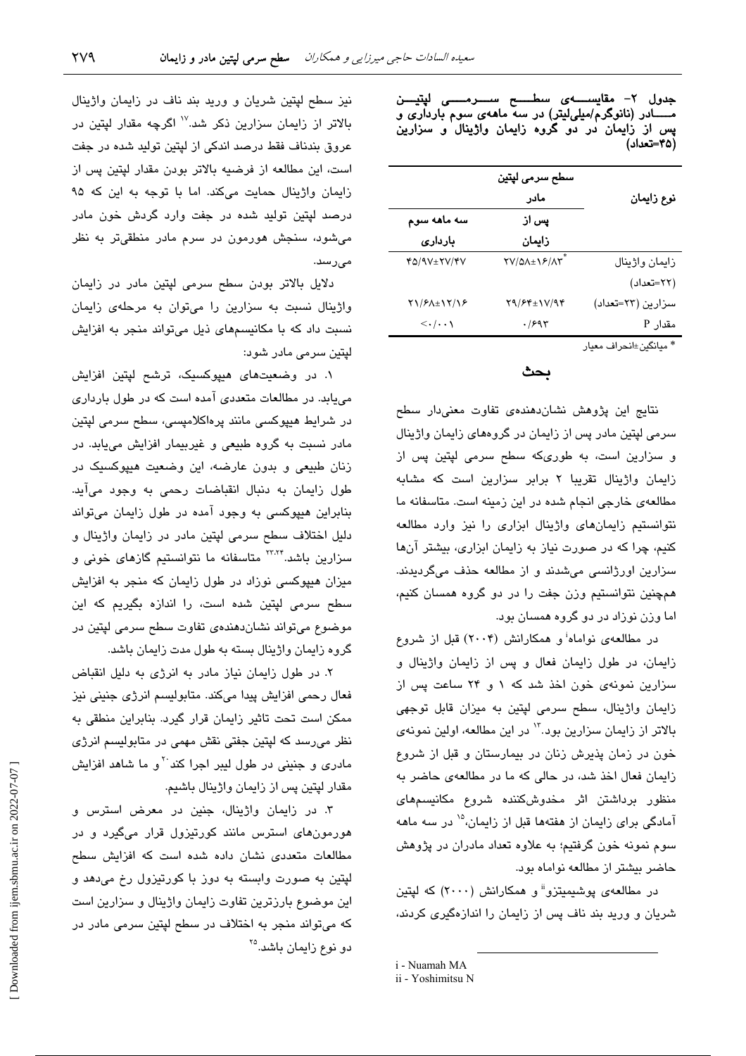جدول ۲- مقایسه‌ی سطح سرمی لپتین مادر (نانوگرم/میلی‌لیتر) در سه ماهه‌ی سوم بارداری و پس از زایمان در دو گروه زایمان واژینال و سزارین (۴۵=تعداد)

| نوع زایمان | سطح سرمی لپتین مادر | |
|---|---|---|
| | پس از زایمان | سه ماهه سوم بارداری |
| زایمان واژینال (۲۲=تعداد) | ۲۷/۵۸±۱۶/۸۳* | ۴۵/۹۷±۲۷/۴۷ |
| سزارین (۲۳=تعداد) | ۲۹/۶۴±۱۷/۹۴ | ۲۱/۶۸±۱۲/۱۶ |
| مقدار P | ۰/۶۹۳ | <۰/۰۰۱ |

* میانگین±انحراف معیار

## بحث

نتایج این پژوهش نشان‌دهنده‌ی تفاوت معنی‌دار سطح سرمی لپتین مادر پس از زایمان در گروه‌های زایمان واژینال و سزارین است، به طوری‌که سطح سرمی لپتین پس از زایمان واژینال تقریبا ۲ برابر سزارین است که مشابه مطالعه‌ی خارجی انجام شده در این زمینه است. متاسفانه ما نتوانستیم زایمان‌های واژینال ابزاری را نیز وارد مطالعه کنیم، چرا که در صورت نیاز به زایمان ابزاری، بیشتر آن‌ها سزارین اورژانسی می‌شدند و از مطالعه حذف می‌گردیدند. هم‌چنین نتوانستیم وزن جفت را در دو گروه همسان کنیم، اما وزن نوزاد در دو گروه همسان بود.

در مطالعه‌ی نواماه[i] و همکارانش (۲۰۰۴) قبل از شروع زایمان، در طول زایمان فعال و پس از زایمان واژینال و سزارین نمونه‌ی خون اخذ شد که ۱ و ۲۴ ساعت پس از زایمان واژینال، سطح سرمی لپتین به میزان قابل توجهی بالاتر از زایمان سزارین بود.[۱۳] در این مطالعه، اولین نمونه‌ی خون در زمان پذیرش زنان در بیمارستان و قبل از شروع زایمان فعال اخذ شد، در حالی که ما در مطالعه‌ی حاضر به منظور برداشتن اثر مخدوش‌کننده شروع مکانیسم‌های آمادگی برای زایمان از هفته‌ها قبل از زایمان،[۱۵] در سه ماهه سوم نمونه خون گرفتیم؛ به علاوه تعداد مادران در پژوهش حاضر بیشتر از مطالعه نواماه بود.

در مطالعه‌ی یوشیمیتزو[ii] و همکارانش (۲۰۰۰) که لپتین شریان و ورید بند ناف پس از زایمان را اندازه‌گیری کردند، نیز سطح لپتین شریان و ورید بند ناف در زایمان واژینال بالاتر از زایمان سزارین ذکر شد.[۱۷] اگرچه مقدار لپتین در عروق بندناف فقط درصد اندکی از لپتین تولید شده در جفت است، این مطالعه از فرضیه بالاتر بودن مقدار لپتین پس از زایمان واژینال حمایت می‌کند. اما با توجه به این که ۹۵ درصد لپتین تولید شده در جفت وارد گردش خون مادر می‌شود، سنجش هورمون در سرم مادر منطقی‌تر به نظر می‌رسد.

دلایل بالاتر بودن سطح سرمی لپتین مادر در زایمان واژینال نسبت به سزارین را می‌توان به مرحله‌ی زایمان نسبت داد که با مکانیسم‌های ذیل می‌تواند منجر به افزایش لپتین سرمی مادر شود:

۱. در وضعیت‌های هیپوکسیک، ترشح لپتین افزایش می‌یابد. در مطالعات متعددی آمده است که در طول بارداری در شرایط هیپوکسی مانند پره‌اکلامپسی، سطح سرمی لپتین مادر نسبت به گروه طبیعی و غیربیمار افزایش می‌یابد. در زنان طبیعی و بدون عارضه، این وضعیت هیپوکسیک در طول زایمان به دنبال انقباضات رحمی به وجود می‌آید. بنابراین هیپوکسی به وجود آمده در طول زایمان می‌تواند دلیل اختلاف سطح سرمی لپتین مادر در زایمان واژینال و سزارین باشد.[۲۳،۲۴] متاسفانه ما نتوانستیم گازهای خونی و میزان هیپوکسی نوزاد در طول زایمان که منجر به افزایش سطح سرمی لپتین شده است، را اندازه بگیریم که این موضوع می‌تواند نشان‌دهنده‌ی تفاوت سطح سرمی لپتین در گروه زایمان واژینال بسته به طول مدت زایمان باشد.

۲. در طول زایمان نیاز مادر به انرژی به دلیل انقباض فعال رحمی افزایش پیدا می‌کند. متابولیسم انرژی جنینی نیز ممکن است تحت تاثیر زایمان قرار گیرد. بنابراین منطقی به نظر می‌رسد که لپتین جفتی نقش مهمی در متابولیسم انرژی مادری و جنینی در طول لیبر اجرا کند[۲۰] و ما شاهد افزایش مقدار لپتین پس از زایمان واژینال باشیم.

۳. در زایمان واژینال، جنین در معرض استرس و هورمون‌های استرس مانند کورتیزول قرار می‌گیرد و در مطالعات متعددی نشان داده شده است که افزایش سطح لپتین به صورت وابسته به دوز با کورتیزول رخ می‌دهد و این موضوع بارزترین تفاوت زایمان واژینال و سزارین است که می‌تواند منجر به اختلاف در سطح لپتین سرمی مادر در دو نوع زایمان باشد.[۲۵]

i - Nuamah MA
ii - Yoshimitsu N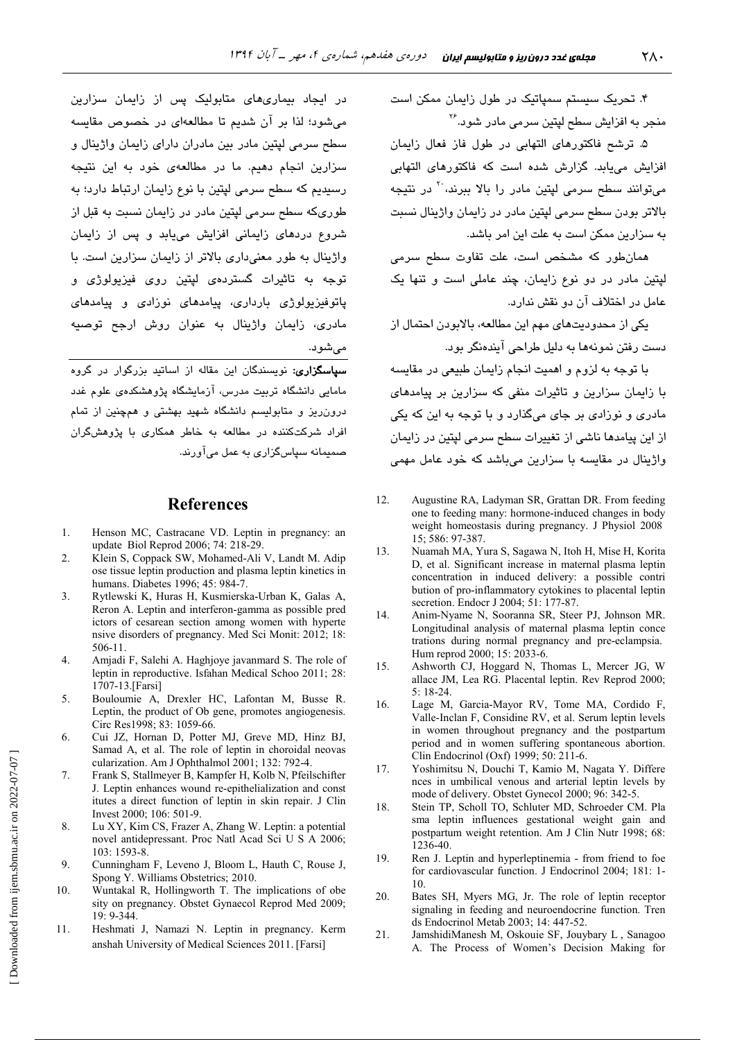۴. تحریک سیستم سمپاتیک در طول زایمان ممکن است منجر به افزایش سطح لپتین سرمی مادر شود.[26]

۵. ترشح فاکتورهای التهابی در طول فاز فعال زایمان افزایش می‌یابد. گزارش شده است که فاکتورهای التهابی می‌توانند سطح سرمی لپتین مادر را بالا ببرند،[20] در نتیجه بالاتر بودن سطح سرمی لپتین مادر در زایمان واژینال نسبت به سزارین ممکن است به علت این امر باشد.

همان‌طور که مشخص است، علت تفاوت سطح سرمی لپتین مادر در دو نوع زایمان، چند عاملی است و تنها یک عامل در اختلاف آن دو نقش ندارد.

یکی از محدودیت‌های مهم این مطالعه، بالابودن احتمال از دست رفتن نمونه‌ها به دلیل طراحی آینده‌نگر بود.

با توجه به لزوم و اهمیت انجام زایمان طبیعی در مقایسه با زایمان سزارین و تاثیرات منفی که سزارین بر پیامدهای مادری و نوزادی بر جای می‌گذارد و با توجه به این که یکی از این پیامدها ناشی از تغییرات سطح سرمی لپتین در زایمان واژینال در مقایسه با سزارین می‌باشد که خود عامل مهمی در ایجاد بیماری‌های متابولیک پس از زایمان سزارین می‌شود؛ لذا بر آن شدیم تا مطالعه‌ای در خصوص مقایسه سطح سرمی لپتین مادر بین مادران دارای زایمان واژینال و سزارین انجام دهیم. ما در مطالعه‌ی خود به این نتیجه رسیدیم که سطح سرمی لپتین با نوع زایمان ارتباط دارد؛ به طوری‌که سطح سرمی لپتین مادر در زایمان نسبت به قبل از شروع دردهای زایمانی افزایش می‌یابد و پس از زایمان واژینال به طور معنی‌داری بالاتر از زایمان سزارین است. با توجه به تاثیرات گسترده‌ی لپتین روی فیزیولوژی و پاتوفیزیولوژی بارداری، پیامدهای نوزادی و پیامدهای مادری، زایمان واژینال به عنوان روش ارجح توصیه می‌شود.

**سپاسگزاری:** نویسندگان این مقاله از اساتید بزرگوار در گروه مامایی دانشگاه تربیت مدرس، آزمایشگاه پژوهشکده‌ی علوم غدد درون‌ریز و متابولیسم دانشگاه شهید بهشتی و همچنین از تمام افراد شرکت‌کننده در مطالعه به خاطر همکاری با پژوهشگران صمیمانه سپاس‌گزاری به عمل می‌آورند.

## References

1. Henson MC, Castracane VD. Leptin in pregnancy: an update Biol Reprod 2006; 74: 218-29.
2. Klein S, Coppack SW, Mohamed-Ali V, Landt M. Adipose tissue leptin production and plasma leptin kinetics in humans. Diabetes 1996; 45: 984-7.
3. Rytlewski K, Huras H, Kusmierska-Urban K, Galas A, Reron A. Leptin and interferon-gamma as possible predictors of cesarean section among women with hypertensive disorders of pregnancy. Med Sci Monit: 2012; 18: 506-11.
4. Amjadi F, Salehi A. Haghjoye javanmard S. The role of leptin in reproductive. Isfahan Medical Schoo 2011; 28: 1707-13.[Farsi]
5. Bouloumie A, Drexler HC, Lafontan M, Busse R. Leptin, the product of Ob gene, promotes angiogenesis. Circ Res1998; 83: 1059-66.
6. Cui JZ, Hornan D, Potter MJ, Greve MD, Hinz BJ, Samad A, et al. The role of leptin in choroidal neovascularization. Am J Ophthalmol 2001; 132: 792-4.
7. Frank S, Stallmeyer B, Kampfer H, Kolb N, Pfeilschifter J. Leptin enhances wound re-epithelialization and constitutes a direct function of leptin in skin repair. J Clin Invest 2000; 106: 501-9.
8. Lu XY, Kim CS, Frazer A, Zhang W. Leptin: a potential novel antidepressant. Proc Natl Acad Sci U S A 2006; 103: 1593-8.
9. Cunningham F, Leveno J, Bloom L, Hauth C, Rouse J, Spong Y. Williams Obstetrics; 2010.
10. Wuntakal R, Hollingworth T. The implications of obesity on pregnancy. Obstet Gynaecol Reprod Med 2009; 19: 9-344.
11. Heshmati J, Namazi N. Leptin in pregnancy. Kermanshah University of Medical Sciences 2011. [Farsi]
12. Augustine RA, Ladyman SR, Grattan DR. From feeding one to feeding many: hormone-induced changes in body weight homeostasis during pregnancy. J Physiol 2008 15; 586: 97-387.
13. Nuamah MA, Yura S, Sagawa N, Itoh H, Mise H, Korita D, et al. Significant increase in maternal plasma leptin concentration in induced delivery: a possible contribution of pro-inflammatory cytokines to placental leptin secretion. Endocr J 2004; 51: 177-87.
14. Anim-Nyame N, Sooranna SR, Steer PJ, Johnson MR. Longitudinal analysis of maternal plasma leptin concentrations during normal pregnancy and pre-eclampsia. Hum reprod 2000; 15: 2033-6.
15. Ashworth CJ, Hoggard N, Thomas L, Mercer JG, Wallace JM, Lea RG. Placental leptin. Rev Reprod 2000; 5: 18-24.
16. Lage M, Garcia-Mayor RV, Tome MA, Cordido F, Valle-Inclan F, Considine RV, et al. Serum leptin levels in women throughout pregnancy and the postpartum period and in women suffering spontaneous abortion. Clin Endocrinol (Oxf) 1999; 50: 211-6.
17. Yoshimitsu N, Douchi T, Kamio M, Nagata Y. Differences in umbilical venous and arterial leptin levels by mode of delivery. Obstet Gynecol 2000; 96: 342-5.
18. Stein TP, Scholl TO, Schluter MD, Schroeder CM. Plasma leptin influences gestational weight gain and postpartum weight retention. Am J Clin Nutr 1998; 68: 1236-40.
19. Ren J. Leptin and hyperleptinemia - from friend to foe for cardiovascular function. J Endocrinol 2004; 181: 1-10.
20. Bates SH, Myers MG, Jr. The role of leptin receptor signaling in feeding and neuroendocrine function. Trends Endocrinol Metab 2003; 14: 447-52.
21. JamshidiManesh M, Oskouie SF, Jouybary L , Sanagoo A. The Process of Women's Decision Making for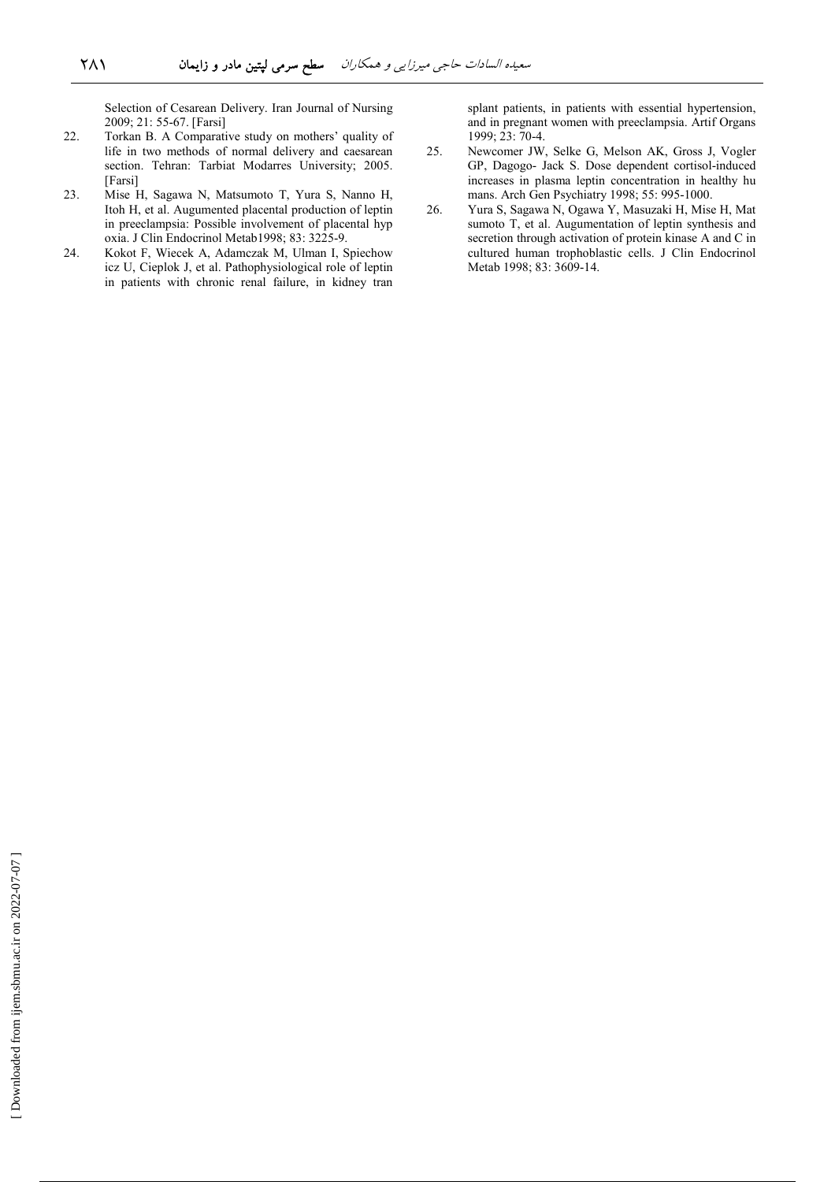Selection of Cesarean Delivery. Iran Journal of Nursing 2009; 21: 55-67. [Farsi]

22. Torkan B. A Comparative study on mothers' quality of life in two methods of normal delivery and caesarean section. Tehran: Tarbiat Modarres University; 2005. [Farsi]
23. Mise H, Sagawa N, Matsumoto T, Yura S, Nanno H, Itoh H, et al. Augumented placental production of leptin in preeclampsia: Possible involvement of placental hyp oxia. J Clin Endocrinol Metab1998; 83: 3225-9.
24. Kokot F, Wiecek A, Adamczak M, Ulman I, Spiechow icz U, Cieplok J, et al. Pathophysiological role of leptin in patients with chronic renal failure, in kidney tran splant patients, in patients with essential hypertension, and in pregnant women with preeclampsia. Artif Organs 1999; 23: 70-4.
25. Newcomer JW, Selke G, Melson AK, Gross J, Vogler GP, Dagogo- Jack S. Dose dependent cortisol-induced increases in plasma leptin concentration in healthy hu mans. Arch Gen Psychiatry 1998; 55: 995-1000.
26. Yura S, Sagawa N, Ogawa Y, Masuzaki H, Mise H, Mat sumoto T, et al. Augumentation of leptin synthesis and secretion through activation of protein kinase A and C in cultured human trophoblastic cells. J Clin Endocrinol Metab 1998; 83: 3609-14.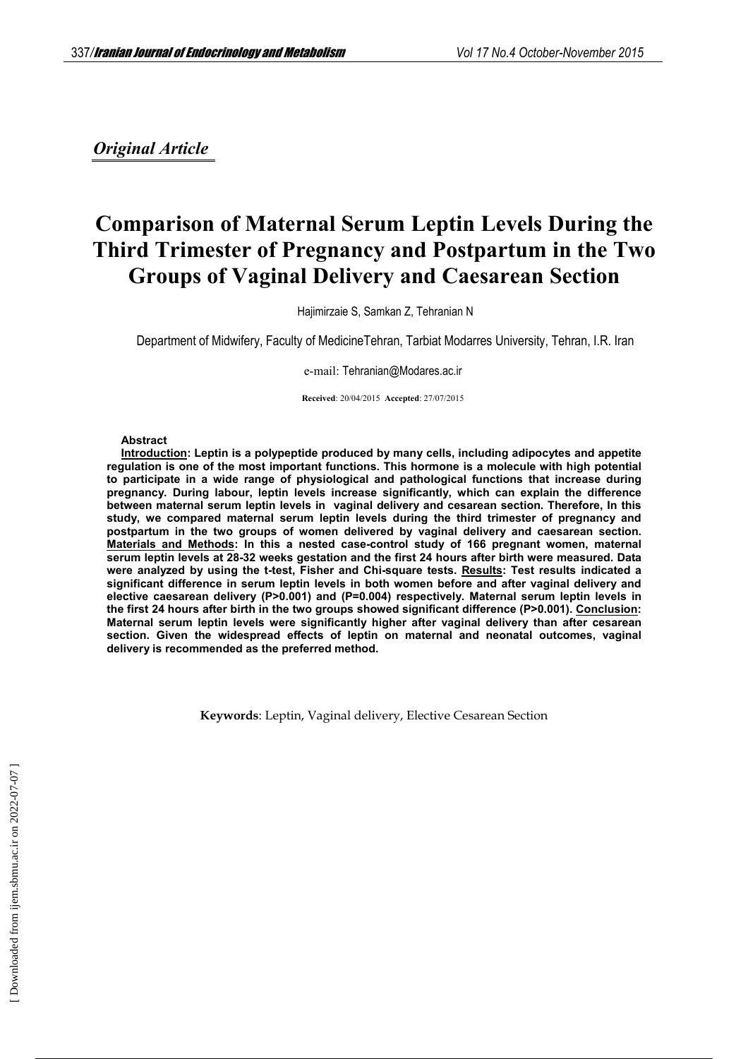*Original Article*

# Comparison of Maternal Serum Leptin Levels During the Third Trimester of Pregnancy and Postpartum in the Two Groups of Vaginal Delivery and Caesarean Section

Hajimirzaie S, Samkan Z, Tehranian N

Department of Midwifery, Faculty of MedicineTehran, Tarbiat Modarres University, Tehran, I.R. Iran

e-mail: Tehranian@Modares.ac.ir

**Received**: 20/04/2015 **Accepted**: 27/07/2015

**Abstract**

**Introduction: Leptin is a polypeptide produced by many cells, including adipocytes and appetite regulation is one of the most important functions. This hormone is a molecule with high potential to participate in a wide range of physiological and pathological functions that increase during pregnancy. During labour, leptin levels increase significantly, which can explain the difference between maternal serum leptin levels in vaginal delivery and cesarean section. Therefore, In this study, we compared maternal serum leptin levels during the third trimester of pregnancy and postpartum in the two groups of women delivered by vaginal delivery and caesarean section. Materials and Methods: In this a nested case-control study of 166 pregnant women, maternal serum leptin levels at 28-32 weeks gestation and the first 24 hours after birth were measured. Data were analyzed by using the t-test, Fisher and Chi-square tests. Results: Test results indicated a significant difference in serum leptin levels in both women before and after vaginal delivery and elective caesarean delivery (P>0.001) and (P=0.004) respectively. Maternal serum leptin levels in the first 24 hours after birth in the two groups showed significant difference (P>0.001). Conclusion: Maternal serum leptin levels were significantly higher after vaginal delivery than after cesarean section. Given the widespread effects of leptin on maternal and neonatal outcomes, vaginal delivery is recommended as the preferred method.**

**Keywords**: Leptin, Vaginal delivery, Elective Cesarean Section